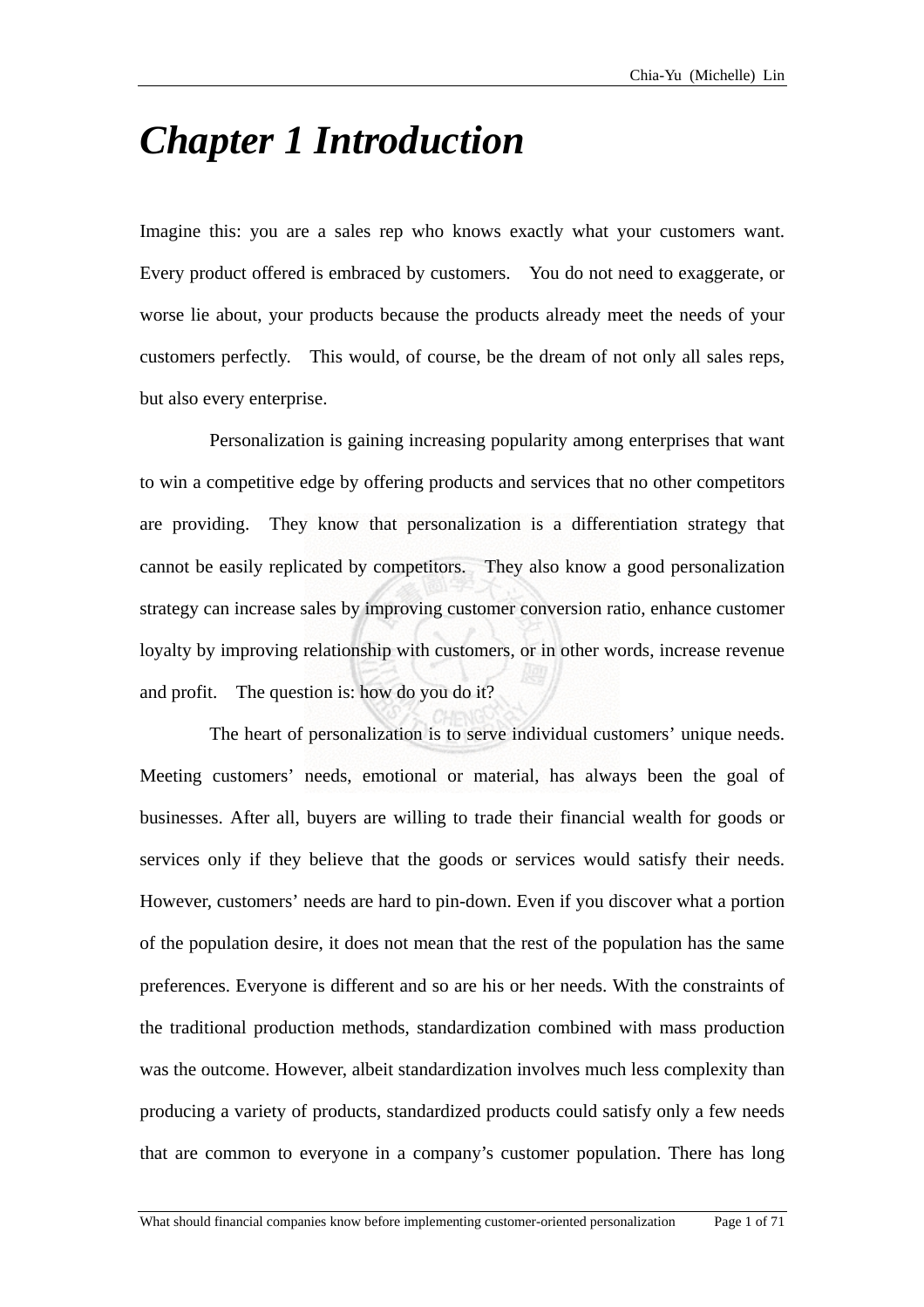# *Chapter 1 Introduction*

Imagine this: you are a sales rep who knows exactly what your customers want. Every product offered is embraced by customers. You do not need to exaggerate, or worse lie about, your products because the products already meet the needs of your customers perfectly. This would, of course, be the dream of not only all sales reps, but also every enterprise.

Personalization is gaining increasing popularity among enterprises that want to win a competitive edge by offering products and services that no other competitors are providing. They know that personalization is a differentiation strategy that cannot be easily replicated by competitors. They also know a good personalization strategy can increase sales by improving customer conversion ratio, enhance customer loyalty by improving relationship with customers, or in other words, increase revenue and profit. The question is: how do you do it?

The heart of personalization is to serve individual customers' unique needs. Meeting customers' needs, emotional or material, has always been the goal of businesses. After all, buyers are willing to trade their financial wealth for goods or services only if they believe that the goods or services would satisfy their needs. However, customers' needs are hard to pin-down. Even if you discover what a portion of the population desire, it does not mean that the rest of the population has the same preferences. Everyone is different and so are his or her needs. With the constraints of the traditional production methods, standardization combined with mass production was the outcome. However, albeit standardization involves much less complexity than producing a variety of products, standardized products could satisfy only a few needs that are common to everyone in a company's customer population. There has long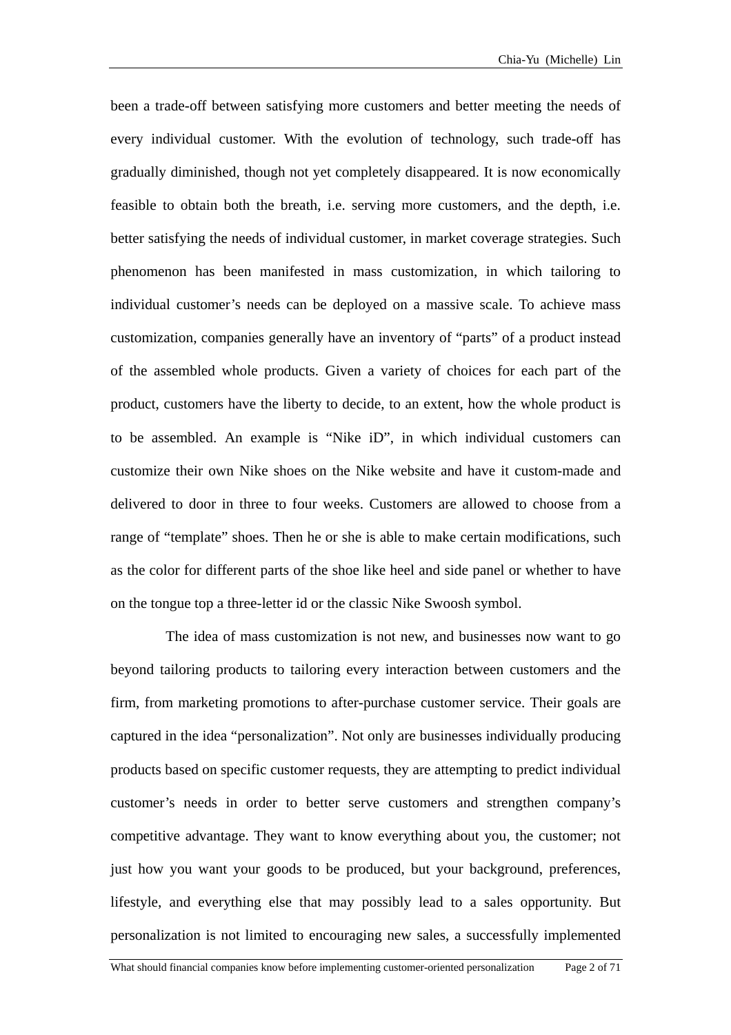been a trade-off between satisfying more customers and better meeting the needs of every individual customer. With the evolution of technology, such trade-off has gradually diminished, though not yet completely disappeared. It is now economically feasible to obtain both the breath, i.e. serving more customers, and the depth, i.e. better satisfying the needs of individual customer, in market coverage strategies. Such phenomenon has been manifested in mass customization, in which tailoring to individual customer's needs can be deployed on a massive scale. To achieve mass customization, companies generally have an inventory of "parts" of a product instead of the assembled whole products. Given a variety of choices for each part of the product, customers have the liberty to decide, to an extent, how the whole product is to be assembled. An example is "Nike iD", in which individual customers can customize their own Nike shoes on the Nike website and have it custom-made and delivered to door in three to four weeks. Customers are allowed to choose from a range of "template" shoes. Then he or she is able to make certain modifications, such as the color for different parts of the shoe like heel and side panel or whether to have on the tongue top a three-letter id or the classic Nike Swoosh symbol.

The idea of mass customization is not new, and businesses now want to go beyond tailoring products to tailoring every interaction between customers and the firm, from marketing promotions to after-purchase customer service. Their goals are captured in the idea "personalization". Not only are businesses individually producing products based on specific customer requests, they are attempting to predict individual customer's needs in order to better serve customers and strengthen company's competitive advantage. They want to know everything about you, the customer; not just how you want your goods to be produced, but your background, preferences, lifestyle, and everything else that may possibly lead to a sales opportunity. But personalization is not limited to encouraging new sales, a successfully implemented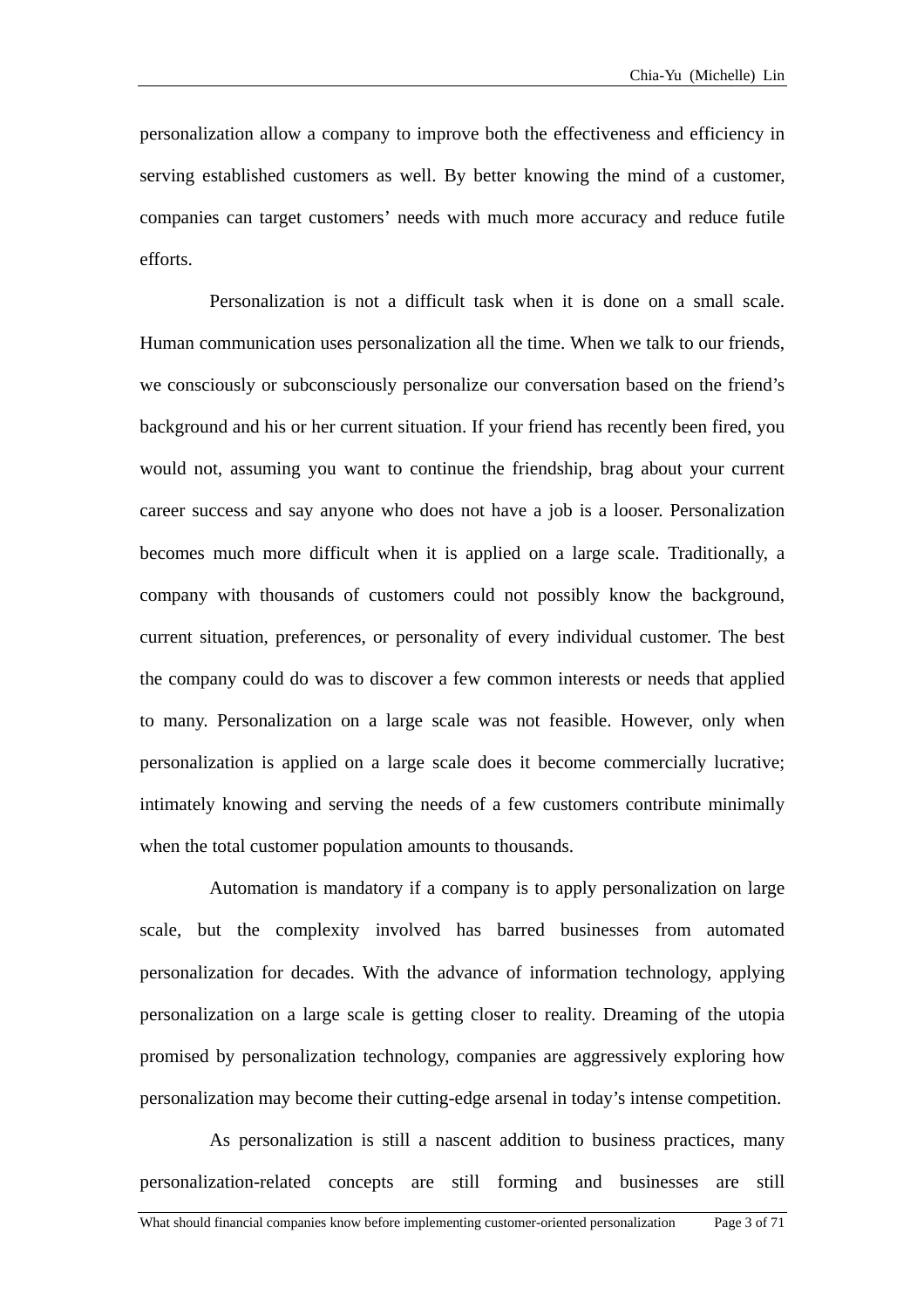personalization allow a company to improve both the effectiveness and efficiency in serving established customers as well. By better knowing the mind of a customer, companies can target customers' needs with much more accuracy and reduce futile efforts.

Personalization is not a difficult task when it is done on a small scale. Human communication uses personalization all the time. When we talk to our friends, we consciously or subconsciously personalize our conversation based on the friend's background and his or her current situation. If your friend has recently been fired, you would not, assuming you want to continue the friendship, brag about your current career success and say anyone who does not have a job is a looser. Personalization becomes much more difficult when it is applied on a large scale. Traditionally, a company with thousands of customers could not possibly know the background, current situation, preferences, or personality of every individual customer. The best the company could do was to discover a few common interests or needs that applied to many. Personalization on a large scale was not feasible. However, only when personalization is applied on a large scale does it become commercially lucrative; intimately knowing and serving the needs of a few customers contribute minimally when the total customer population amounts to thousands.

Automation is mandatory if a company is to apply personalization on large scale, but the complexity involved has barred businesses from automated personalization for decades. With the advance of information technology, applying personalization on a large scale is getting closer to reality. Dreaming of the utopia promised by personalization technology, companies are aggressively exploring how personalization may become their cutting-edge arsenal in today's intense competition.

As personalization is still a nascent addition to business practices, many personalization-related concepts are still forming and businesses are still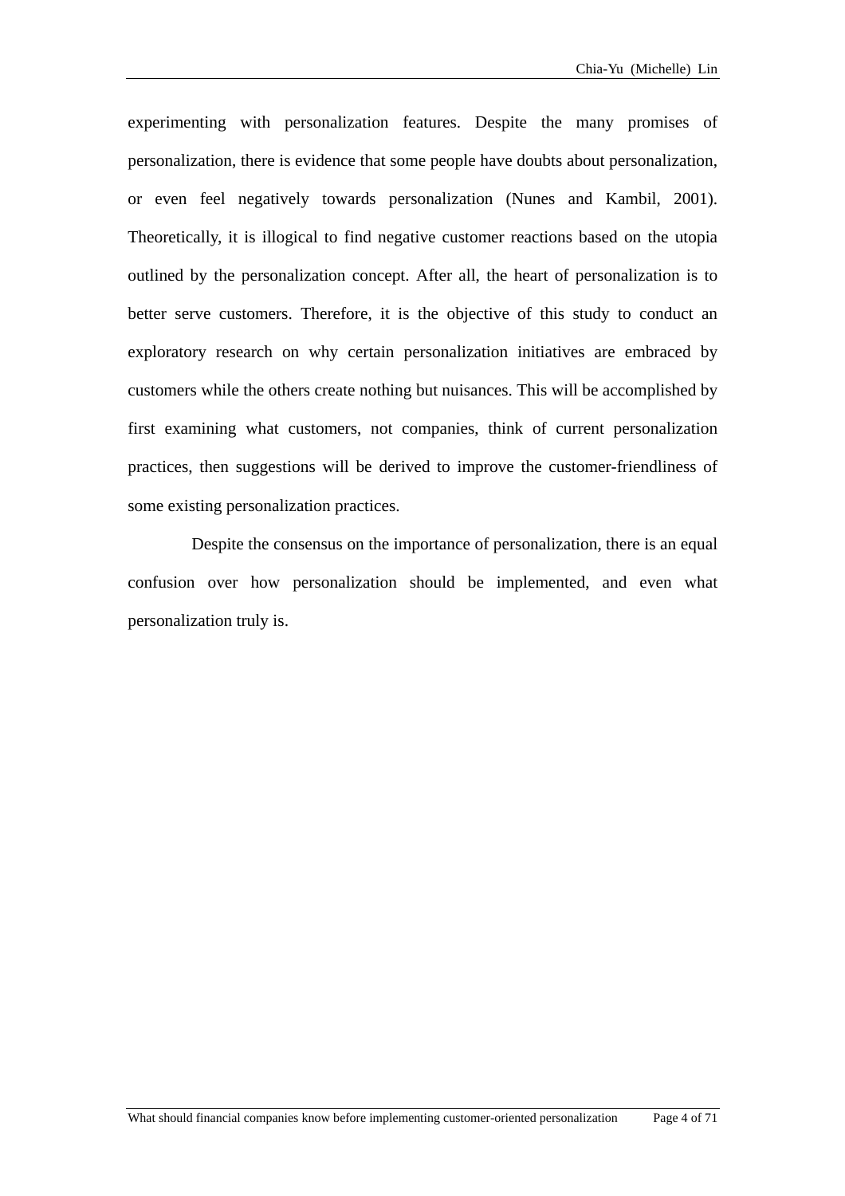experimenting with personalization features. Despite the many promises of personalization, there is evidence that some people have doubts about personalization, or even feel negatively towards personalization (Nunes and Kambil, 2001). Theoretically, it is illogical to find negative customer reactions based on the utopia outlined by the personalization concept. After all, the heart of personalization is to better serve customers. Therefore, it is the objective of this study to conduct an exploratory research on why certain personalization initiatives are embraced by customers while the others create nothing but nuisances. This will be accomplished by first examining what customers, not companies, think of current personalization practices, then suggestions will be derived to improve the customer-friendliness of some existing personalization practices.

Despite the consensus on the importance of personalization, there is an equal confusion over how personalization should be implemented, and even what personalization truly is.